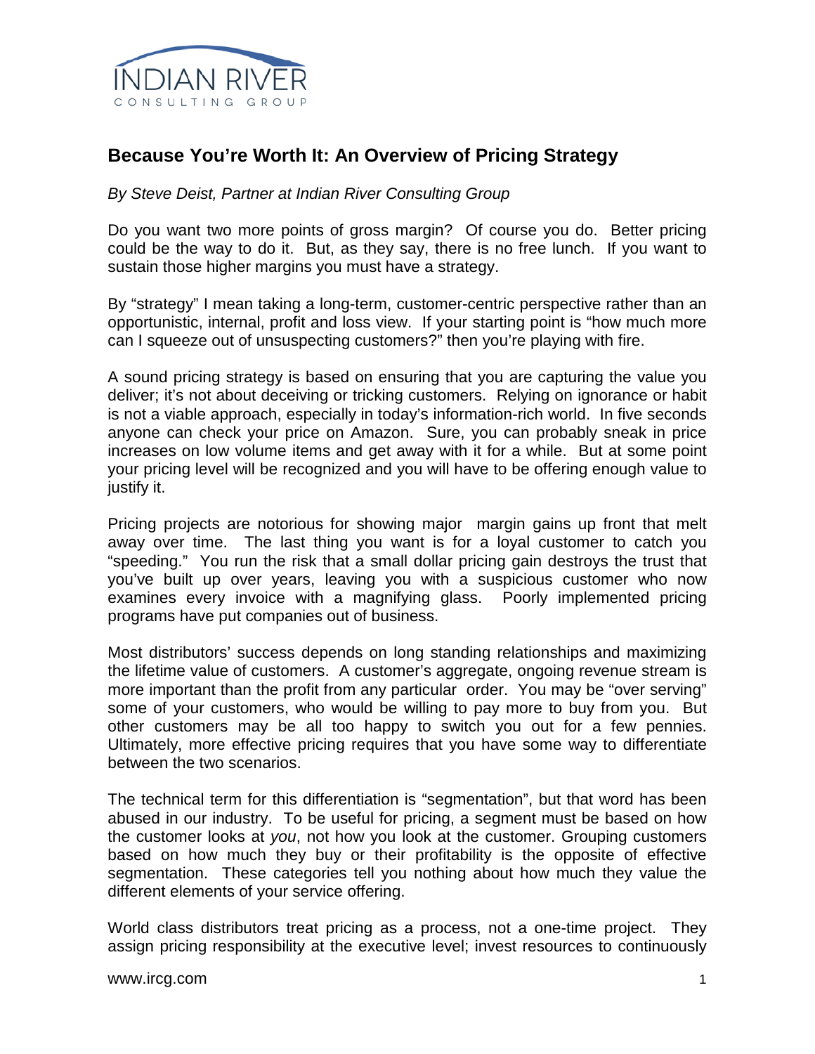# Because You're Worth It: An Overview of Pricing Strategy

*By Steve Deist, Partner at Indian River Consulting Group*

Do you want two more points of gross margin? Of course you do. Better pricing could be the way to do it. But, as they say, there is no free lunch. If you want to sustain those higher margins you must have a strategy.

By "strategy" I mean taking a long-term, customer-centric perspective rather than an opportunistic, internal, profit and loss view. If your starting point is "how much more can I squeeze out of unsuspecting customers?" then you're playing with fire.

A sound pricing strategy is based on ensuring that you are capturing the value you deliver; it's not about deceiving or tricking customers. Relying on ignorance or habit is not a viable approach, especially in today's information-rich world. In five seconds anyone can check your price on Amazon. Sure, you can probably sneak in price increases on low volume items and get away with it for a while. But at some point your pricing level will be recognized and you will have to be offering enough value to justify it.

Pricing projects are notorious for showing major margin gains up front that melt away over time. The last thing you want is for a loyal customer to catch you "speeding." You run the risk that a small dollar pricing gain destroys the trust that you've built up over years, leaving you with a suspicious customer who now examines every invoice with a magnifying glass. Poorly implemented pricing programs have put companies out of business.

Most distributors' success depends on long standing relationships and maximizing the lifetime value of customers. A customer's aggregate, ongoing revenue stream is more important than the profit from any particular order. You may be "over serving" some of your customers, who would be willing to pay more to buy from you. But other customers may be all too happy to switch you out for a few pennies. Ultimately, more effective pricing requires that you have some way to differentiate between the two scenarios.

The technical term for this differentiation is "segmentation", but that word has been abused in our industry. To be useful for pricing, a segment must be based on how the customer looks at *you*, not how you look at the customer. Grouping customers based on how much they buy or their profitability is the opposite of effective segmentation. These categories tell you nothing about how much they value the different elements of your service offering.

World class distributors treat pricing as a process, not a one-time project. They assign pricing responsibility at the executive level; invest resources to continuously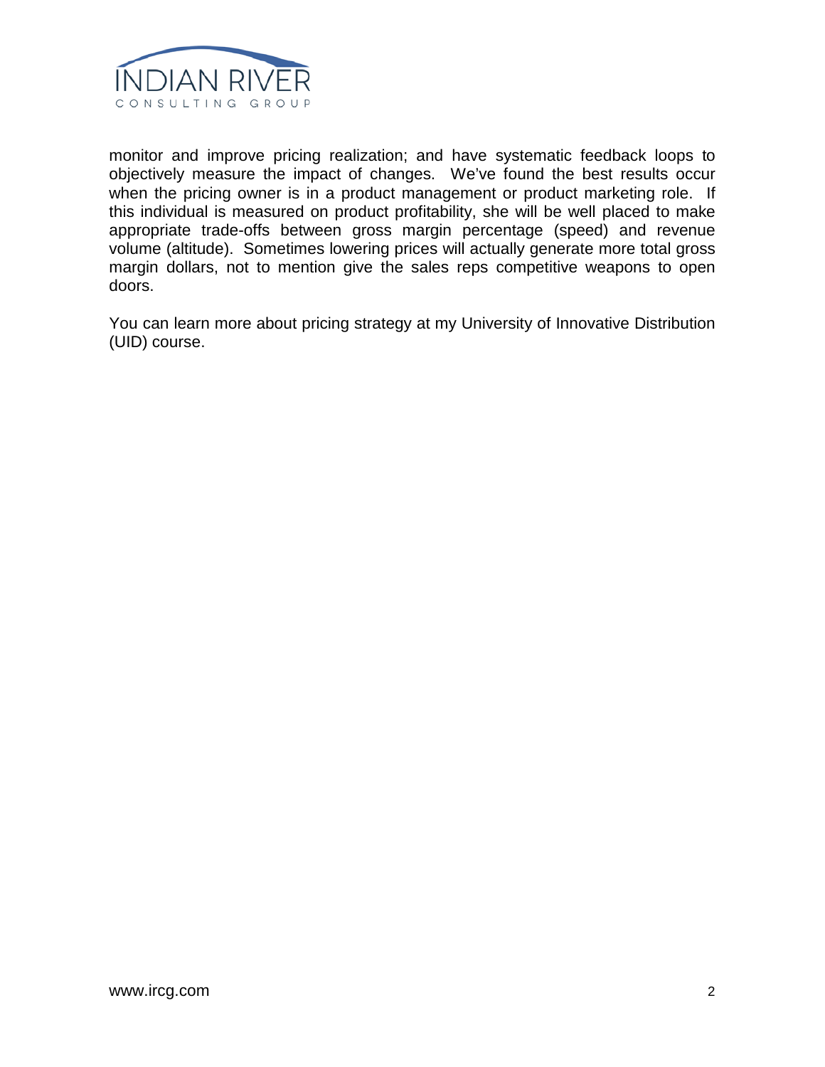monitor and improve pricing realization; and have systematic feedback loops to objectively measure the impact of changes. We've found the best results occur when the pricing owner is in a product management or product marketing role. If this individual is measured on product profitability, she will be well placed to make appropriate trade-offs between gross margin percentage (speed) and revenue volume (altitude). Sometimes lowering prices will actually generate more total gross margin dollars, not to mention give the sales reps competitive weapons to open doors.

You can learn more about pricing strategy at my University of Innovative Distribution (UID) course.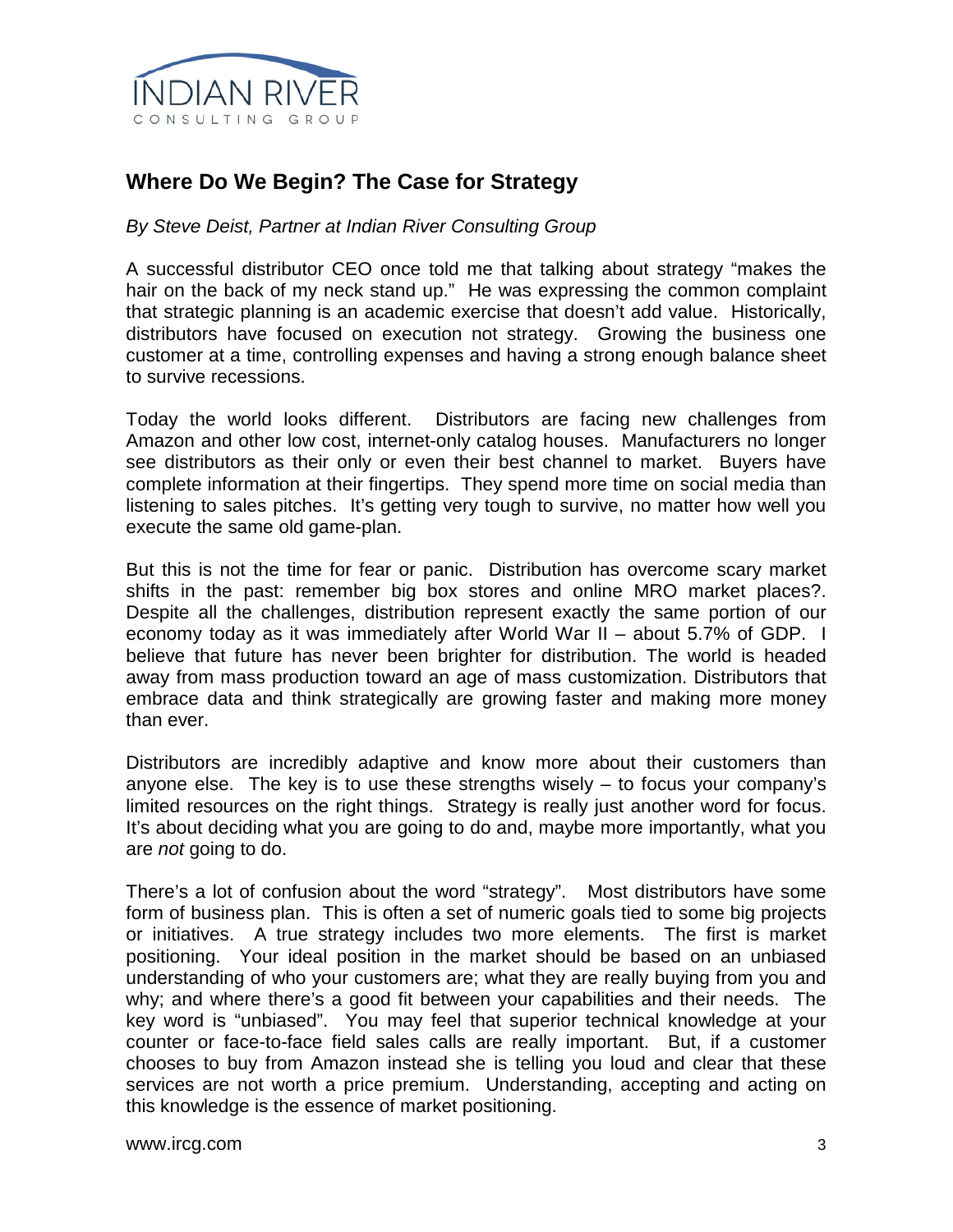## Where Do We Begin? The Case for Strategy

*By Steve Deist, Partner at Indian River Consulting Group*

A successful distributor CEO once told me that talking about strategy "makes the hair on the back of my neck stand up." He was expressing the common complaint that strategic planning is an academic exercise that doesn't add value. Historically, distributors have focused on execution not strategy. Growing the business one customer at a time, controlling expenses and having a strong enough balance sheet to survive recessions.

Today the world looks different. Distributors are facing new challenges from Amazon and other low cost, internet-only catalog houses. Manufacturers no longer see distributors as their only or even their best channel to market. Buyers have complete information at their fingertips. They spend more time on social media than listening to sales pitches. It's getting very tough to survive, no matter how well you execute the same old game-plan.

But this is not the time for fear or panic. Distribution has overcome scary market shifts in the past: remember big box stores and online MRO market places?. Despite all the challenges, distribution represent exactly the same portion of our economy today as it was immediately after World War II – about 5.7% of GDP. I believe that future has never been brighter for distribution. The world is headed away from mass production toward an age of mass customization. Distributors that embrace data and think strategically are growing faster and making more money than ever.

Distributors are incredibly adaptive and know more about their customers than anyone else. The key is to use these strengths wisely – to focus your company's limited resources on the right things. Strategy is really just another word for focus. It's about deciding what you are going to do and, maybe more importantly, what you are *not* going to do.

There's a lot of confusion about the word "strategy". Most distributors have some form of business plan. This is often a set of numeric goals tied to some big projects or initiatives. A true strategy includes two more elements. The first is market positioning. Your ideal position in the market should be based on an unbiased understanding of who your customers are; what they are really buying from you and why; and where there's a good fit between your capabilities and their needs. The key word is "unbiased". You may feel that superior technical knowledge at your counter or face-to-face field sales calls are really important. But, if a customer chooses to buy from Amazon instead she is telling you loud and clear that these services are not worth a price premium. Understanding, accepting and acting on this knowledge is the essence of market positioning.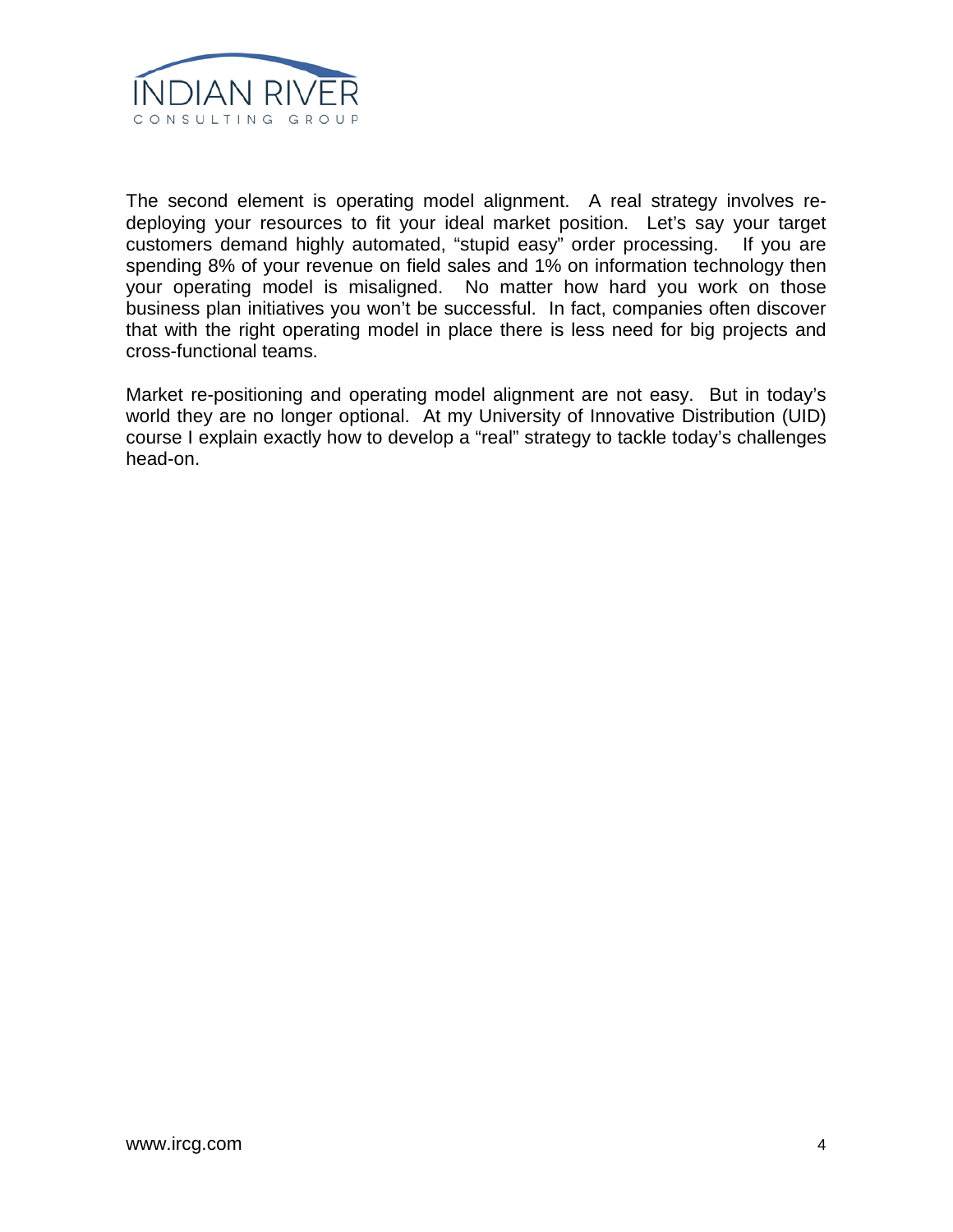The second element is operating model alignment. A real strategy involves re-deploying your resources to fit your ideal market position. Let's say your target customers demand highly automated, "stupid easy" order processing. If you are spending 8% of your revenue on field sales and 1% on information technology then your operating model is misaligned. No matter how hard you work on those business plan initiatives you won't be successful. In fact, companies often discover that with the right operating model in place there is less need for big projects and cross-functional teams.

Market re-positioning and operating model alignment are not easy. But in today's world they are no longer optional. At my University of Innovative Distribution (UID) course I explain exactly how to develop a "real" strategy to tackle today's challenges head-on.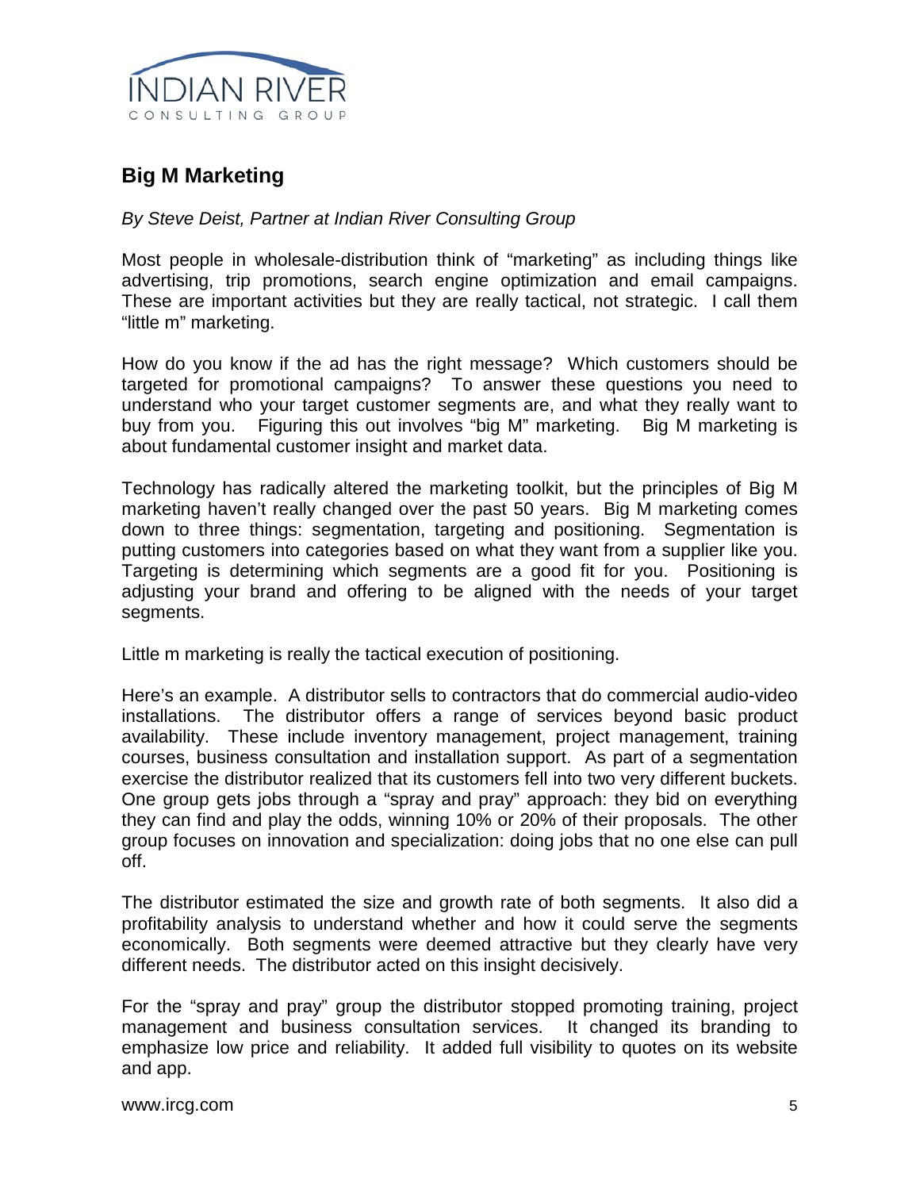## Big M Marketing

*By Steve Deist, Partner at Indian River Consulting Group*

Most people in wholesale-distribution think of "marketing" as including things like advertising, trip promotions, search engine optimization and email campaigns. These are important activities but they are really tactical, not strategic. I call them "little m" marketing.

How do you know if the ad has the right message? Which customers should be targeted for promotional campaigns? To answer these questions you need to understand who your target customer segments are, and what they really want to buy from you. Figuring this out involves "big M" marketing. Big M marketing is about fundamental customer insight and market data.

Technology has radically altered the marketing toolkit, but the principles of Big M marketing haven't really changed over the past 50 years. Big M marketing comes down to three things: segmentation, targeting and positioning. Segmentation is putting customers into categories based on what they want from a supplier like you. Targeting is determining which segments are a good fit for you. Positioning is adjusting your brand and offering to be aligned with the needs of your target segments.

Little m marketing is really the tactical execution of positioning.

Here's an example. A distributor sells to contractors that do commercial audio-video installations. The distributor offers a range of services beyond basic product availability. These include inventory management, project management, training courses, business consultation and installation support. As part of a segmentation exercise the distributor realized that its customers fell into two very different buckets. One group gets jobs through a "spray and pray" approach: they bid on everything they can find and play the odds, winning 10% or 20% of their proposals. The other group focuses on innovation and specialization: doing jobs that no one else can pull off.

The distributor estimated the size and growth rate of both segments. It also did a profitability analysis to understand whether and how it could serve the segments economically. Both segments were deemed attractive but they clearly have very different needs. The distributor acted on this insight decisively.

For the "spray and pray" group the distributor stopped promoting training, project management and business consultation services. It changed its branding to emphasize low price and reliability. It added full visibility to quotes on its website and app.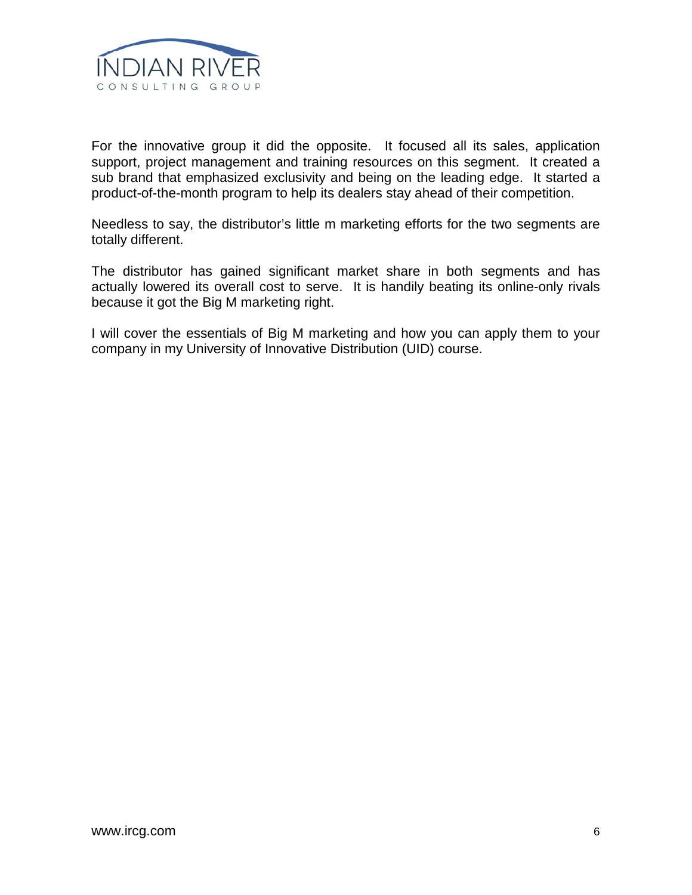For the innovative group it did the opposite. It focused all its sales, application support, project management and training resources on this segment. It created a sub brand that emphasized exclusivity and being on the leading edge. It started a product-of-the-month program to help its dealers stay ahead of their competition.

Needless to say, the distributor's little m marketing efforts for the two segments are totally different.

The distributor has gained significant market share in both segments and has actually lowered its overall cost to serve. It is handily beating its online-only rivals because it got the Big M marketing right.

I will cover the essentials of Big M marketing and how you can apply them to your company in my University of Innovative Distribution (UID) course.